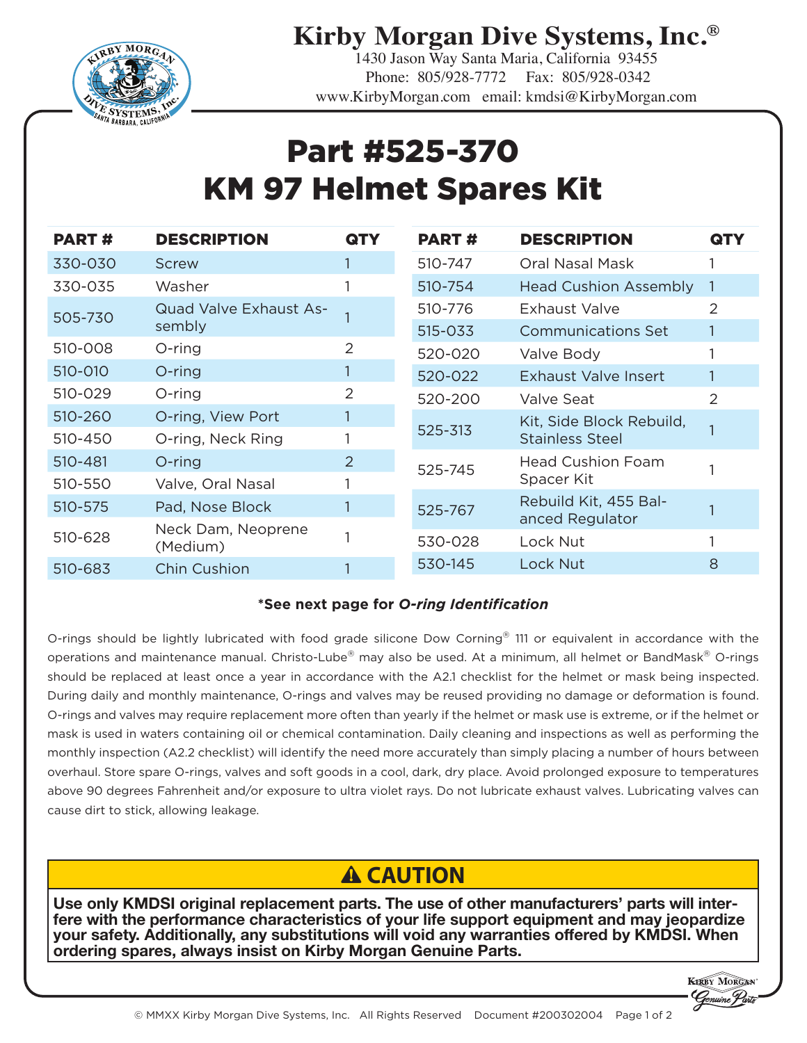**Kirby Morgan Dive Systems, Inc.®**

1430 Jason Way Santa Maria, California 93455
Phone: 805/928-7772 Fax: 805/928-0342
www.KirbyMorgan.com email: kmdsi@KirbyMorgan.com

# Part #525-370
# KM 97 Helmet Spares Kit

| PART # | DESCRIPTION | QTY |
|---|---|---|
| 330-030 | Screw | 1 |
| 330-035 | Washer | 1 |
| 505-730 | Quad Valve Exhaust Assembly | 1 |
| 510-008 | O-ring | 2 |
| 510-010 | O-ring | 1 |
| 510-029 | O-ring | 2 |
| 510-260 | O-ring, View Port | 1 |
| 510-450 | O-ring, Neck Ring | 1 |
| 510-481 | O-ring | 2 |
| 510-550 | Valve, Oral Nasal | 1 |
| 510-575 | Pad, Nose Block | 1 |
| 510-628 | Neck Dam, Neoprene (Medium) | 1 |
| 510-683 | Chin Cushion | 1 |
| 510-747 | Oral Nasal Mask | 1 |
| 510-754 | Head Cushion Assembly | 1 |
| 510-776 | Exhaust Valve | 2 |
| 515-033 | Communications Set | 1 |
| 520-020 | Valve Body | 1 |
| 520-022 | Exhaust Valve Insert | 1 |
| 520-200 | Valve Seat | 2 |
| 525-313 | Kit, Side Block Rebuild, Stainless Steel | 1 |
| 525-745 | Head Cushion Foam Spacer Kit | 1 |
| 525-767 | Rebuild Kit, 455 Balanced Regulator | 1 |
| 530-028 | Lock Nut | 1 |
| 530-145 | Lock Nut | 8 |

**\*See next page for *O-ring Identification***

O-rings should be lightly lubricated with food grade silicone Dow Corning® 111 or equivalent in accordance with the operations and maintenance manual. Christo-Lube® may also be used. At a minimum, all helmet or BandMask® O-rings should be replaced at least once a year in accordance with the A2.1 checklist for the helmet or mask being inspected. During daily and monthly maintenance, O-rings and valves may be reused providing no damage or deformation is found. O-rings and valves may require replacement more often than yearly if the helmet or mask use is extreme, or if the helmet or mask is used in waters containing oil or chemical contamination. Daily cleaning and inspections as well as performing the monthly inspection (A2.2 checklist) will identify the need more accurately than simply placing a number of hours between overhaul. Store spare O-rings, valves and soft goods in a cool, dark, dry place. Avoid prolonged exposure to temperatures above 90 degrees Fahrenheit and/or exposure to ultra violet rays. Do not lubricate exhaust valves. Lubricating valves can cause dirt to stick, allowing leakage.

## ⚠ CAUTION

**Use only KMDSI original replacement parts. The use of other manufacturers' parts will interfere with the performance characteristics of your life support equipment and may jeopardize your safety. Additionally, any substitutions will void any warranties offered by KMDSI. When ordering spares, always insist on Kirby Morgan Genuine Parts.**

© MMXX Kirby Morgan Dive Systems, Inc. All Rights Reserved Document #200302004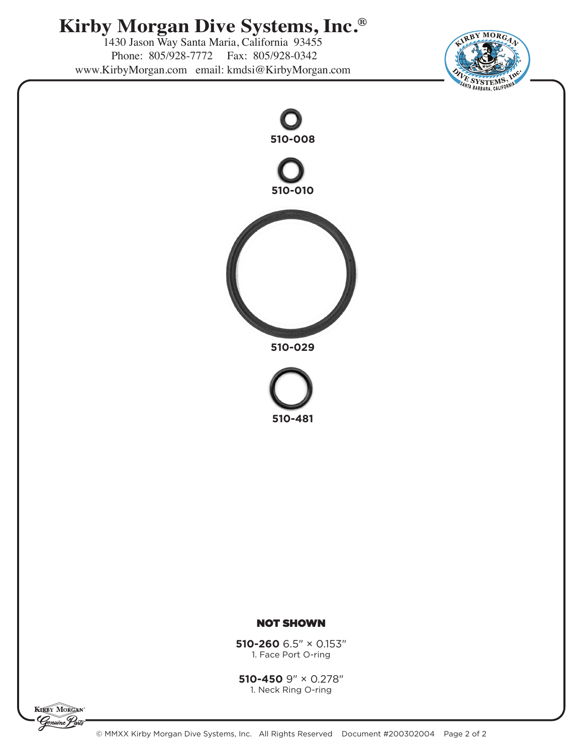# Kirby Morgan Dive Systems, Inc.®

1430 Jason Way Santa Maria, California 93455
Phone: 805/928-7772 Fax: 805/928-0342
www.KirbyMorgan.com email: kmdsi@KirbyMorgan.com

**510-008**

**510-010**

**510-029**

**510-481**

## NOT SHOWN

**510-260** 6.5″ × 0.153″
1. Face Port O-ring

**510-450** 9″ × 0.278″
1. Neck Ring O-ring

© MMXX Kirby Morgan Dive Systems, Inc. All Rights Reserved Document #200302004